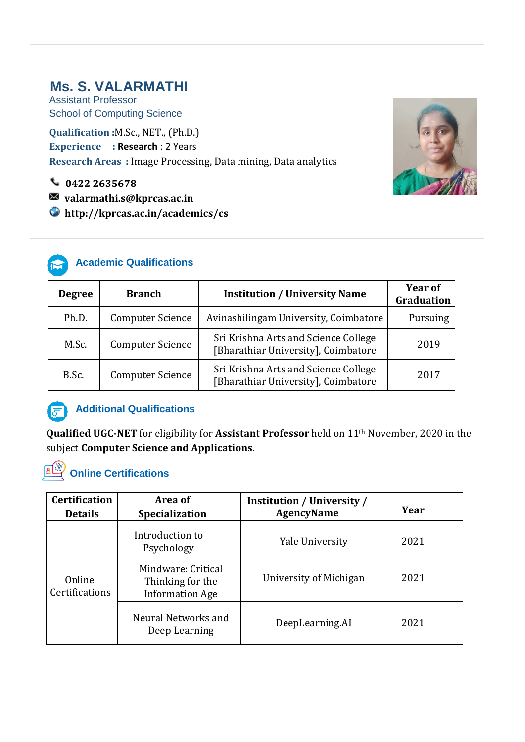# Ms. S. VALARMATHI

Assistant Professor

School of Computing Science

**Qualification** :M.Sc., NET., (Ph.D.)

**Experience** : **Research** : 2 Years

**Research Areas** : Image Processing, Data mining, Data analytics

**0422 2635678**

**valarmathi.s@kprcas.ac.in**

**http://kprcas.ac.in/academics/cs**

## Academic Qualifications

| Degree | Branch | Institution / University Name | Year of Graduation |
|---|---|---|---|
| Ph.D. | Computer Science | Avinashilingam University, Coimbatore | Pursuing |
| M.Sc. | Computer Science | Sri Krishna Arts and Science College [Bharathiar University], Coimbatore | 2019 |
| B.Sc. | Computer Science | Sri Krishna Arts and Science College [Bharathiar University], Coimbatore | 2017 |

## Additional Qualifications

**Qualified UGC-NET** for eligibility for **Assistant Professor** held on 11th November, 2020 in the subject **Computer Science and Applications**.

## Online Certifications

| Certification Details | Area of Specialization | Institution / University / AgencyName | Year |
|---|---|---|---|
| Online Certifications | Introduction to Psychology | Yale University | 2021 |
| | Mindware: Critical Thinking for the Information Age | University of Michigan | 2021 |
| | Neural Networks and Deep Learning | DeepLearning.AI | 2021 |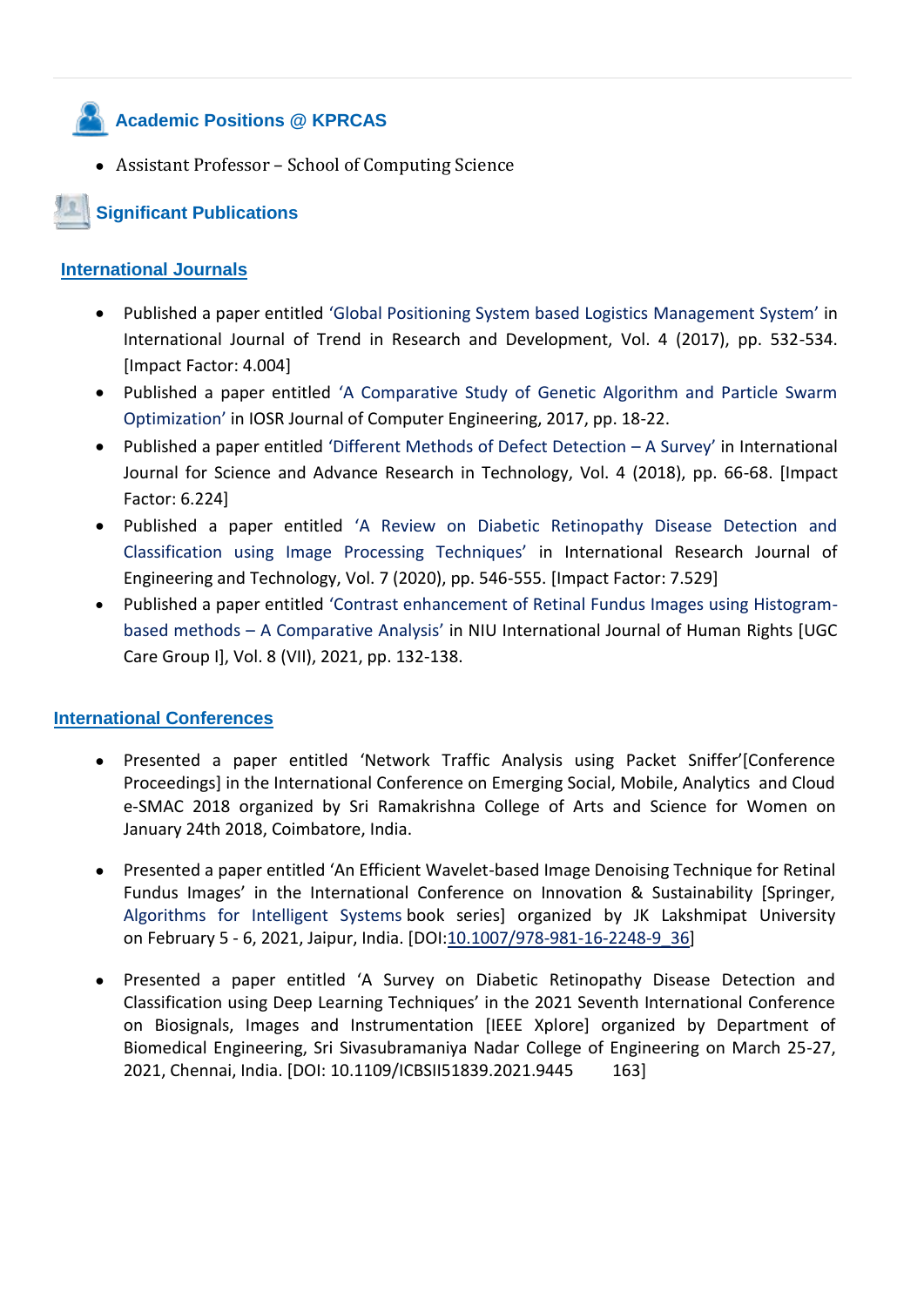## Academic Positions @ KPRCAS

- Assistant Professor – School of Computing Science

## Significant Publications

### International Journals

- Published a paper entitled 'Global Positioning System based Logistics Management System' in International Journal of Trend in Research and Development, Vol. 4 (2017), pp. 532-534. [Impact Factor: 4.004]
- Published a paper entitled 'A Comparative Study of Genetic Algorithm and Particle Swarm Optimization' in IOSR Journal of Computer Engineering, 2017, pp. 18-22.
- Published a paper entitled 'Different Methods of Defect Detection – A Survey' in International Journal for Science and Advance Research in Technology, Vol. 4 (2018), pp. 66-68. [Impact Factor: 6.224]
- Published a paper entitled 'A Review on Diabetic Retinopathy Disease Detection and Classification using Image Processing Techniques' in International Research Journal of Engineering and Technology, Vol. 7 (2020), pp. 546-555. [Impact Factor: 7.529]
- Published a paper entitled 'Contrast enhancement of Retinal Fundus Images using Histogram-based methods – A Comparative Analysis' in NIU International Journal of Human Rights [UGC Care Group I], Vol. 8 (VII), 2021, pp. 132-138.

### International Conferences

- Presented a paper entitled 'Network Traffic Analysis using Packet Sniffer'[Conference Proceedings] in the International Conference on Emerging Social, Mobile, Analytics and Cloud e-SMAC 2018 organized by Sri Ramakrishna College of Arts and Science for Women on January 24th 2018, Coimbatore, India.

- Presented a paper entitled 'An Efficient Wavelet-based Image Denoising Technique for Retinal Fundus Images' in the International Conference on Innovation & Sustainability [Springer, Algorithms for Intelligent Systems book series] organized by JK Lakshmipat University on February 5 - 6, 2021, Jaipur, India. [DOI:10.1007/978-981-16-2248-9_36]

- Presented a paper entitled 'A Survey on Diabetic Retinopathy Disease Detection and Classification using Deep Learning Techniques' in the 2021 Seventh International Conference on Biosignals, Images and Instrumentation [IEEE Xplore] organized by Department of Biomedical Engineering, Sri Sivasubramaniya Nadar College of Engineering on March 25-27, 2021, Chennai, India. [DOI: 10.1109/ICBSII51839.2021.9445 163]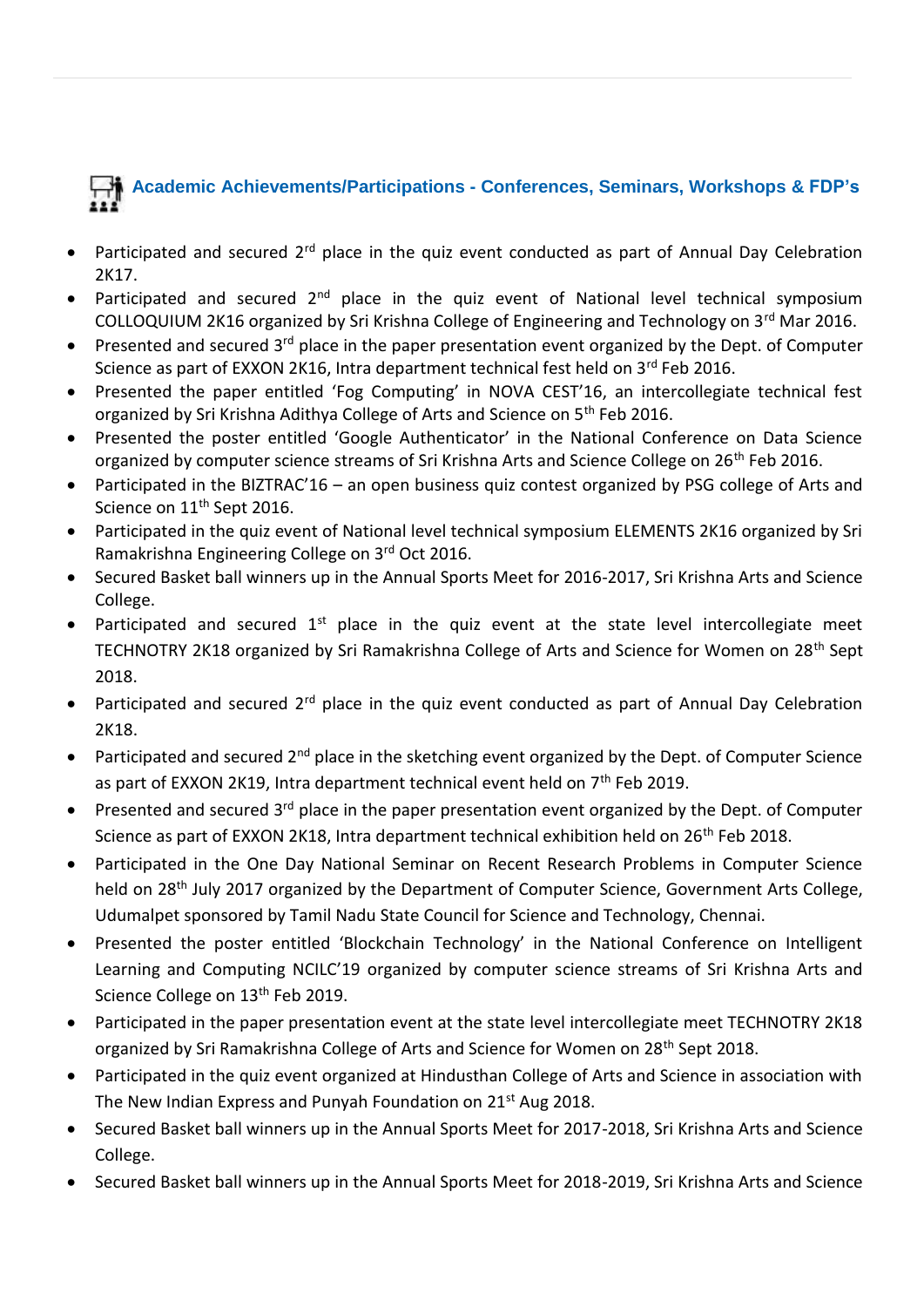## Academic Achievements/Participations - Conferences, Seminars, Workshops & FDP's

- Participated and secured 2rd place in the quiz event conducted as part of Annual Day Celebration 2K17.
- Participated and secured 2nd place in the quiz event of National level technical symposium COLLOQUIUM 2K16 organized by Sri Krishna College of Engineering and Technology on 3rd Mar 2016.
- Presented and secured 3rd place in the paper presentation event organized by the Dept. of Computer Science as part of EXXON 2K16, Intra department technical fest held on 3rd Feb 2016.
- Presented the paper entitled 'Fog Computing' in NOVA CEST'16, an intercollegiate technical fest organized by Sri Krishna Adithya College of Arts and Science on 5th Feb 2016.
- Presented the poster entitled 'Google Authenticator' in the National Conference on Data Science organized by computer science streams of Sri Krishna Arts and Science College on 26th Feb 2016.
- Participated in the BIZTRAC'16 – an open business quiz contest organized by PSG college of Arts and Science on 11th Sept 2016.
- Participated in the quiz event of National level technical symposium ELEMENTS 2K16 organized by Sri Ramakrishna Engineering College on 3rd Oct 2016.
- Secured Basket ball winners up in the Annual Sports Meet for 2016-2017, Sri Krishna Arts and Science College.
- Participated and secured 1st place in the quiz event at the state level intercollegiate meet TECHNOTRY 2K18 organized by Sri Ramakrishna College of Arts and Science for Women on 28th Sept 2018.
- Participated and secured 2rd place in the quiz event conducted as part of Annual Day Celebration 2K18.
- Participated and secured 2nd place in the sketching event organized by the Dept. of Computer Science as part of EXXON 2K19, Intra department technical event held on 7th Feb 2019.
- Presented and secured 3rd place in the paper presentation event organized by the Dept. of Computer Science as part of EXXON 2K18, Intra department technical exhibition held on 26th Feb 2018.
- Participated in the One Day National Seminar on Recent Research Problems in Computer Science held on 28th July 2017 organized by the Department of Computer Science, Government Arts College, Udumalpet sponsored by Tamil Nadu State Council for Science and Technology, Chennai.
- Presented the poster entitled 'Blockchain Technology' in the National Conference on Intelligent Learning and Computing NCILC'19 organized by computer science streams of Sri Krishna Arts and Science College on 13th Feb 2019.
- Participated in the paper presentation event at the state level intercollegiate meet TECHNOTRY 2K18 organized by Sri Ramakrishna College of Arts and Science for Women on 28th Sept 2018.
- Participated in the quiz event organized at Hindusthan College of Arts and Science in association with The New Indian Express and Punyah Foundation on 21st Aug 2018.
- Secured Basket ball winners up in the Annual Sports Meet for 2017-2018, Sri Krishna Arts and Science College.
- Secured Basket ball winners up in the Annual Sports Meet for 2018-2019, Sri Krishna Arts and Science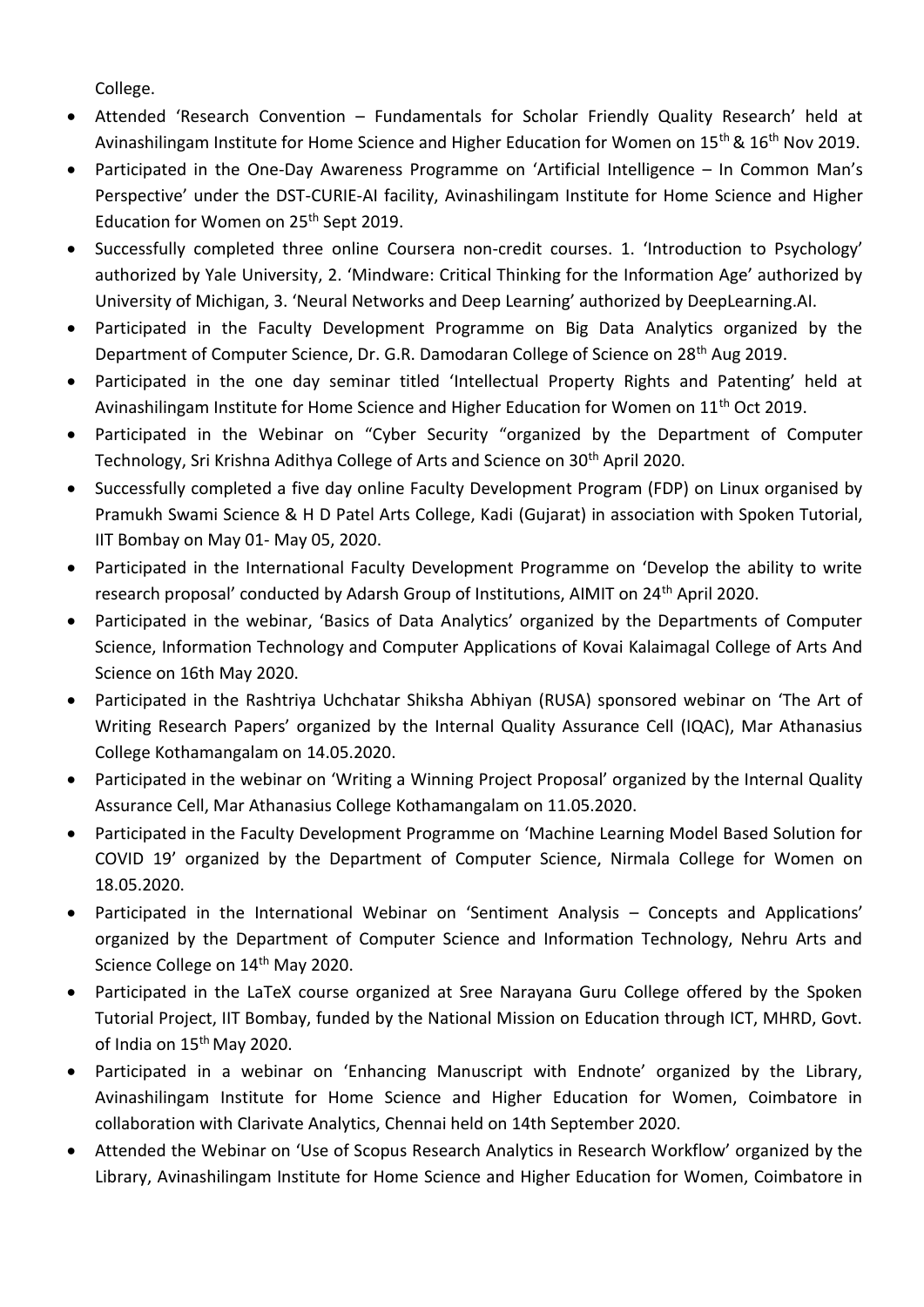College.

- Attended 'Research Convention – Fundamentals for Scholar Friendly Quality Research' held at Avinashilingam Institute for Home Science and Higher Education for Women on 15th & 16th Nov 2019.
- Participated in the One-Day Awareness Programme on 'Artificial Intelligence – In Common Man's Perspective' under the DST-CURIE-AI facility, Avinashilingam Institute for Home Science and Higher Education for Women on 25th Sept 2019.
- Successfully completed three online Coursera non-credit courses. 1. 'Introduction to Psychology' authorized by Yale University, 2. 'Mindware: Critical Thinking for the Information Age' authorized by University of Michigan, 3. 'Neural Networks and Deep Learning' authorized by DeepLearning.AI.
- Participated in the Faculty Development Programme on Big Data Analytics organized by the Department of Computer Science, Dr. G.R. Damodaran College of Science on 28th Aug 2019.
- Participated in the one day seminar titled 'Intellectual Property Rights and Patenting' held at Avinashilingam Institute for Home Science and Higher Education for Women on 11th Oct 2019.
- Participated in the Webinar on "Cyber Security "organized by the Department of Computer Technology, Sri Krishna Adithya College of Arts and Science on 30th April 2020.
- Successfully completed a five day online Faculty Development Program (FDP) on Linux organised by Pramukh Swami Science & H D Patel Arts College, Kadi (Gujarat) in association with Spoken Tutorial, IIT Bombay on May 01- May 05, 2020.
- Participated in the International Faculty Development Programme on 'Develop the ability to write research proposal' conducted by Adarsh Group of Institutions, AIMIT on 24th April 2020.
- Participated in the webinar, 'Basics of Data Analytics' organized by the Departments of Computer Science, Information Technology and Computer Applications of Kovai Kalaimagal College of Arts And Science on 16th May 2020.
- Participated in the Rashtriya Uchchatar Shiksha Abhiyan (RUSA) sponsored webinar on 'The Art of Writing Research Papers' organized by the Internal Quality Assurance Cell (IQAC), Mar Athanasius College Kothamangalam on 14.05.2020.
- Participated in the webinar on 'Writing a Winning Project Proposal' organized by the Internal Quality Assurance Cell, Mar Athanasius College Kothamangalam on 11.05.2020.
- Participated in the Faculty Development Programme on 'Machine Learning Model Based Solution for COVID 19' organized by the Department of Computer Science, Nirmala College for Women on 18.05.2020.
- Participated in the International Webinar on 'Sentiment Analysis – Concepts and Applications' organized by the Department of Computer Science and Information Technology, Nehru Arts and Science College on 14th May 2020.
- Participated in the LaTeX course organized at Sree Narayana Guru College offered by the Spoken Tutorial Project, IIT Bombay, funded by the National Mission on Education through ICT, MHRD, Govt. of India on 15th May 2020.
- Participated in a webinar on 'Enhancing Manuscript with Endnote' organized by the Library, Avinashilingam Institute for Home Science and Higher Education for Women, Coimbatore in collaboration with Clarivate Analytics, Chennai held on 14th September 2020.
- Attended the Webinar on 'Use of Scopus Research Analytics in Research Workflow' organized by the Library, Avinashilingam Institute for Home Science and Higher Education for Women, Coimbatore in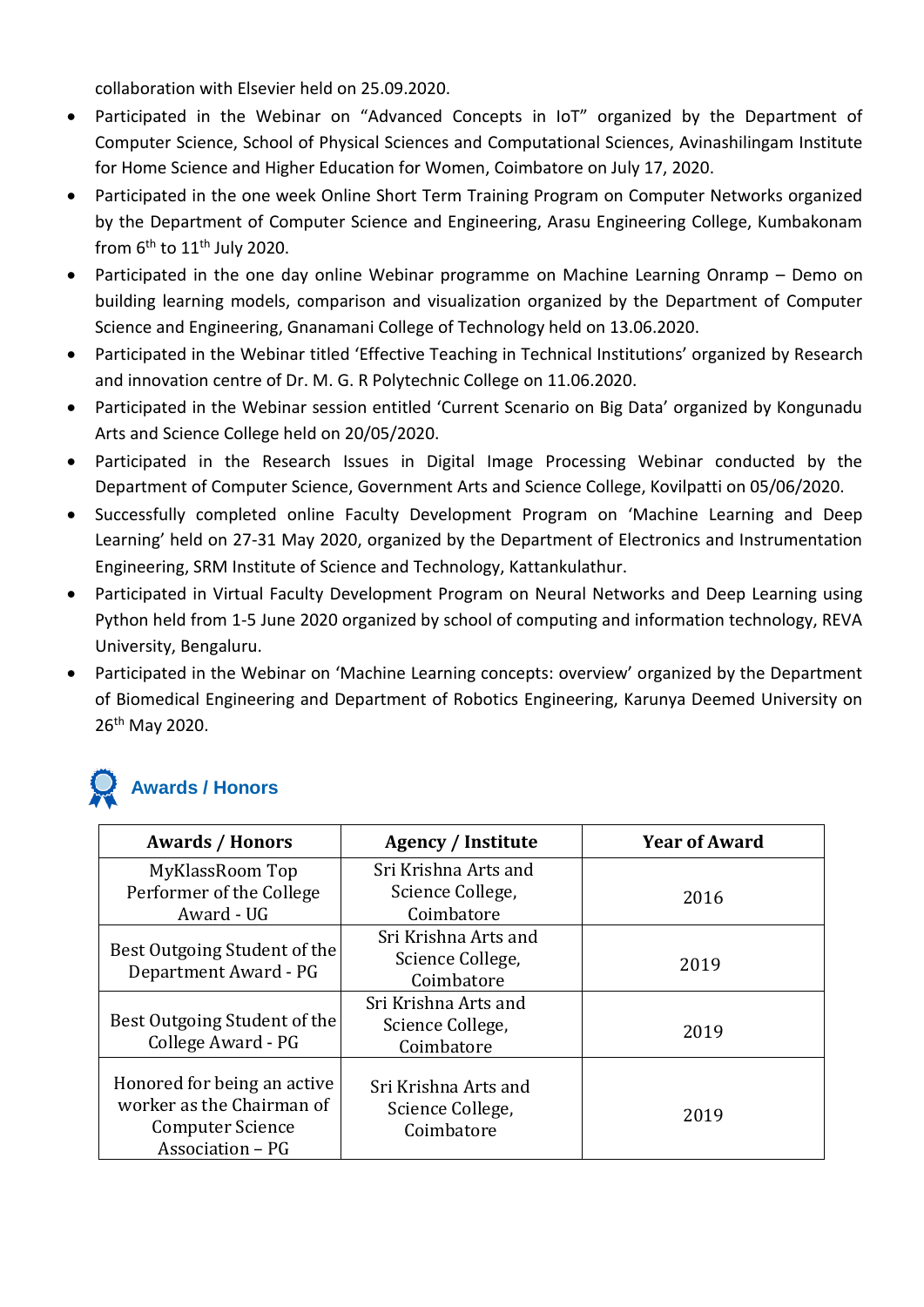collaboration with Elsevier held on 25.09.2020.

- Participated in the Webinar on “Advanced Concepts in IoT” organized by the Department of Computer Science, School of Physical Sciences and Computational Sciences, Avinashilingam Institute for Home Science and Higher Education for Women, Coimbatore on July 17, 2020.
- Participated in the one week Online Short Term Training Program on Computer Networks organized by the Department of Computer Science and Engineering, Arasu Engineering College, Kumbakonam from 6th to 11th July 2020.
- Participated in the one day online Webinar programme on Machine Learning Onramp – Demo on building learning models, comparison and visualization organized by the Department of Computer Science and Engineering, Gnanamani College of Technology held on 13.06.2020.
- Participated in the Webinar titled ‘Effective Teaching in Technical Institutions’ organized by Research and innovation centre of Dr. M. G. R Polytechnic College on 11.06.2020.
- Participated in the Webinar session entitled ‘Current Scenario on Big Data’ organized by Kongunadu Arts and Science College held on 20/05/2020.
- Participated in the Research Issues in Digital Image Processing Webinar conducted by the Department of Computer Science, Government Arts and Science College, Kovilpatti on 05/06/2020.
- Successfully completed online Faculty Development Program on ‘Machine Learning and Deep Learning’ held on 27-31 May 2020, organized by the Department of Electronics and Instrumentation Engineering, SRM Institute of Science and Technology, Kattankulathur.
- Participated in Virtual Faculty Development Program on Neural Networks and Deep Learning using Python held from 1-5 June 2020 organized by school of computing and information technology, REVA University, Bengaluru.
- Participated in the Webinar on ‘Machine Learning concepts: overview’ organized by the Department of Biomedical Engineering and Department of Robotics Engineering, Karunya Deemed University on 26th May 2020.

## Awards / Honors

| Awards / Honors | Agency / Institute | Year of Award |
|---|---|---|
| MyKlassRoom Top Performer of the College Award - UG | Sri Krishna Arts and Science College, Coimbatore | 2016 |
| Best Outgoing Student of the Department Award - PG | Sri Krishna Arts and Science College, Coimbatore | 2019 |
| Best Outgoing Student of the College Award - PG | Sri Krishna Arts and Science College, Coimbatore | 2019 |
| Honored for being an active worker as the Chairman of Computer Science Association – PG | Sri Krishna Arts and Science College, Coimbatore | 2019 |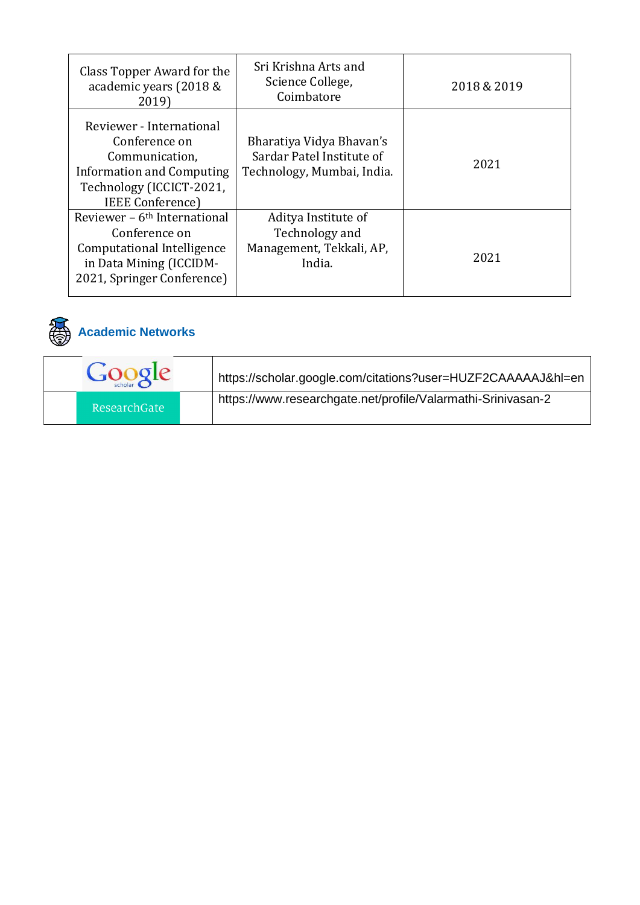| | | |
|---|---|---|
| Class Topper Award for the academic years (2018 & 2019) | Sri Krishna Arts and Science College, Coimbatore | 2018 & 2019 |
| Reviewer - International Conference on Communication, Information and Computing Technology (ICCICT-2021, IEEE Conference) | Bharatiya Vidya Bhavan's Sardar Patel Institute of Technology, Mumbai, India. | 2021 |
| Reviewer – 6th International Conference on Computational Intelligence in Data Mining (ICCIDM-2021, Springer Conference) | Aditya Institute of Technology and Management, Tekkali, AP, India. | 2021 |

## Academic Networks

| | |
|---|---|
| Google scholar | https://scholar.google.com/citations?user=HUZF2CAAAAAJ&hl=en |
| ResearchGate | https://www.researchgate.net/profile/Valarmathi-Srinivasan-2 |